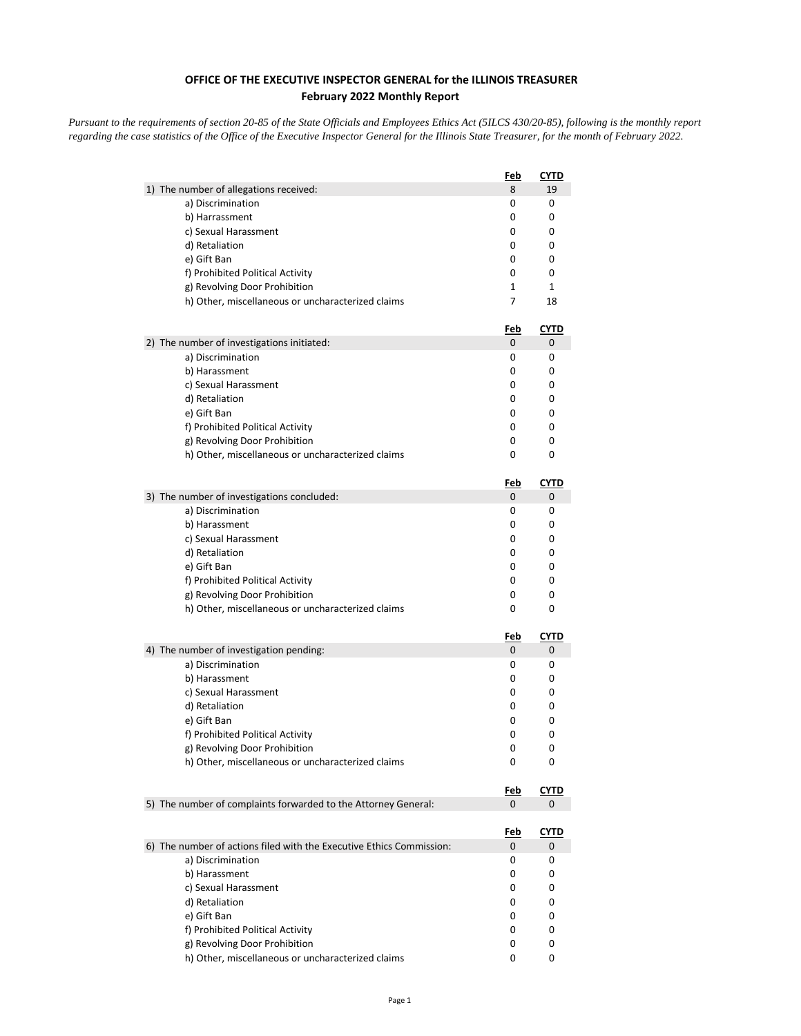**OFFICE OF THE EXECUTIVE INSPECTOR GENERAL for the ILLINOIS TREASURER**
**February 2022 Monthly Report**

*Pursuant to the requirements of section 20-85 of the State Officials and Employees Ethics Act (5ILCS 430/20-85), following is the monthly report regarding the case statistics of the Office of the Executive Inspector General for the Illinois State Treasurer, for the month of February 2022.*

| | Feb | CYTD |
|---|---|---|
| 1) The number of allegations received: | 8 | 19 |
| a) Discrimination | 0 | 0 |
| b) Harrassment | 0 | 0 |
| c) Sexual Harassment | 0 | 0 |
| d) Retaliation | 0 | 0 |
| e) Gift Ban | 0 | 0 |
| f) Prohibited Political Activity | 0 | 0 |
| g) Revolving Door Prohibition | 1 | 1 |
| h) Other, miscellaneous or uncharacterized claims | 7 | 18 |

| | Feb | CYTD |
|---|---|---|
| 2) The number of investigations initiated: | 0 | 0 |
| a) Discrimination | 0 | 0 |
| b) Harassment | 0 | 0 |
| c) Sexual Harassment | 0 | 0 |
| d) Retaliation | 0 | 0 |
| e) Gift Ban | 0 | 0 |
| f) Prohibited Political Activity | 0 | 0 |
| g) Revolving Door Prohibition | 0 | 0 |
| h) Other, miscellaneous or uncharacterized claims | 0 | 0 |

| | Feb | CYTD |
|---|---|---|
| 3) The number of investigations concluded: | 0 | 0 |
| a) Discrimination | 0 | 0 |
| b) Harassment | 0 | 0 |
| c) Sexual Harassment | 0 | 0 |
| d) Retaliation | 0 | 0 |
| e) Gift Ban | 0 | 0 |
| f) Prohibited Political Activity | 0 | 0 |
| g) Revolving Door Prohibition | 0 | 0 |
| h) Other, miscellaneous or uncharacterized claims | 0 | 0 |

| | Feb | CYTD |
|---|---|---|
| 4) The number of investigation pending: | 0 | 0 |
| a) Discrimination | 0 | 0 |
| b) Harassment | 0 | 0 |
| c) Sexual Harassment | 0 | 0 |
| d) Retaliation | 0 | 0 |
| e) Gift Ban | 0 | 0 |
| f) Prohibited Political Activity | 0 | 0 |
| g) Revolving Door Prohibition | 0 | 0 |
| h) Other, miscellaneous or uncharacterized claims | 0 | 0 |

| | Feb | CYTD |
|---|---|---|
| 5) The number of complaints forwarded to the Attorney General: | 0 | 0 |

| | Feb | CYTD |
|---|---|---|
| 6) The number of actions filed with the Executive Ethics Commission: | 0 | 0 |
| a) Discrimination | 0 | 0 |
| b) Harassment | 0 | 0 |
| c) Sexual Harassment | 0 | 0 |
| d) Retaliation | 0 | 0 |
| e) Gift Ban | 0 | 0 |
| f) Prohibited Political Activity | 0 | 0 |
| g) Revolving Door Prohibition | 0 | 0 |
| h) Other, miscellaneous or uncharacterized claims | 0 | 0 |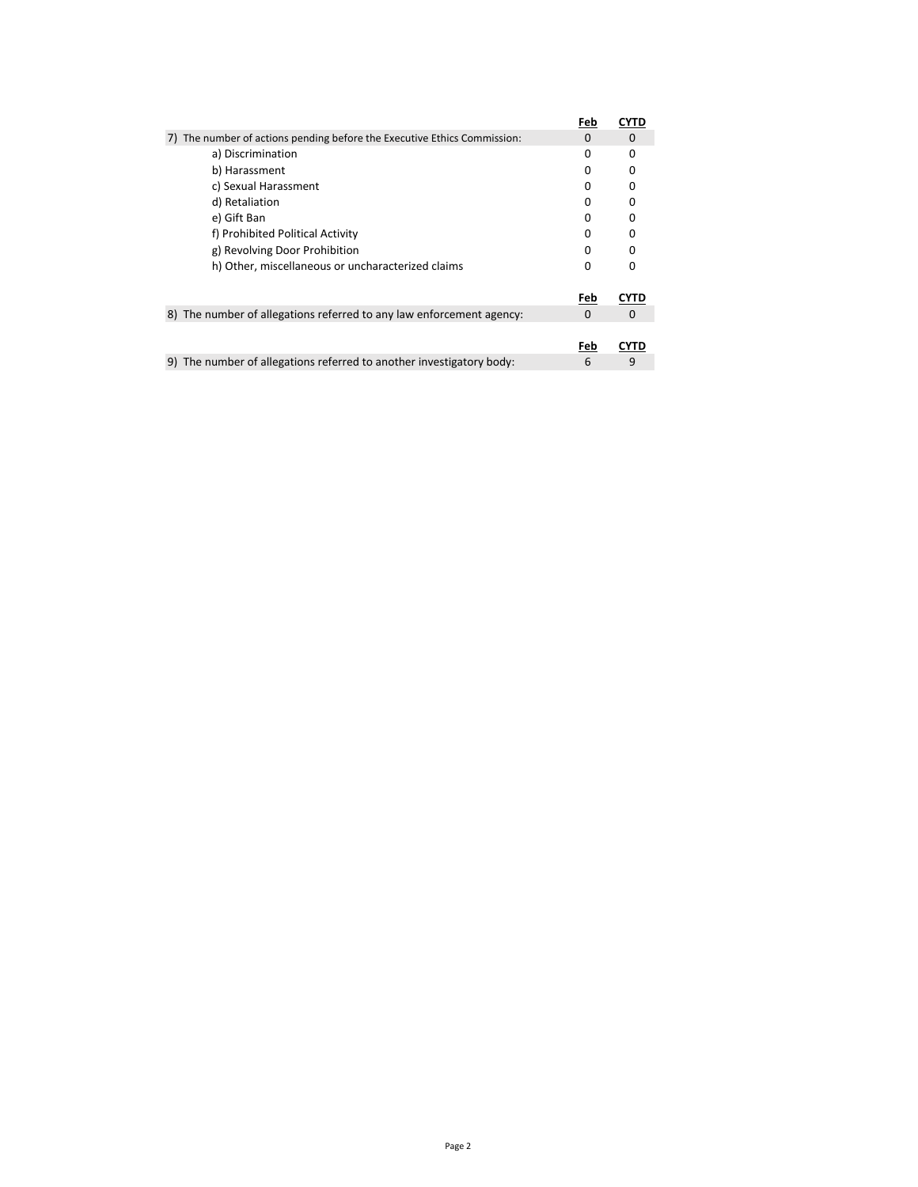| | Feb | CYTD |
|---|---|---|
| 7) The number of actions pending before the Executive Ethics Commission: | 0 | 0 |
| a) Discrimination | 0 | 0 |
| b) Harassment | 0 | 0 |
| c) Sexual Harassment | 0 | 0 |
| d) Retaliation | 0 | 0 |
| e) Gift Ban | 0 | 0 |
| f) Prohibited Political Activity | 0 | 0 |
| g) Revolving Door Prohibition | 0 | 0 |
| h) Other, miscellaneous or uncharacterized claims | 0 | 0 |

| | Feb | CYTD |
|---|---|---|
| 8) The number of allegations referred to any law enforcement agency: | 0 | 0 |

| | Feb | CYTD |
|---|---|---|
| 9) The number of allegations referred to another investigatory body: | 6 | 9 |